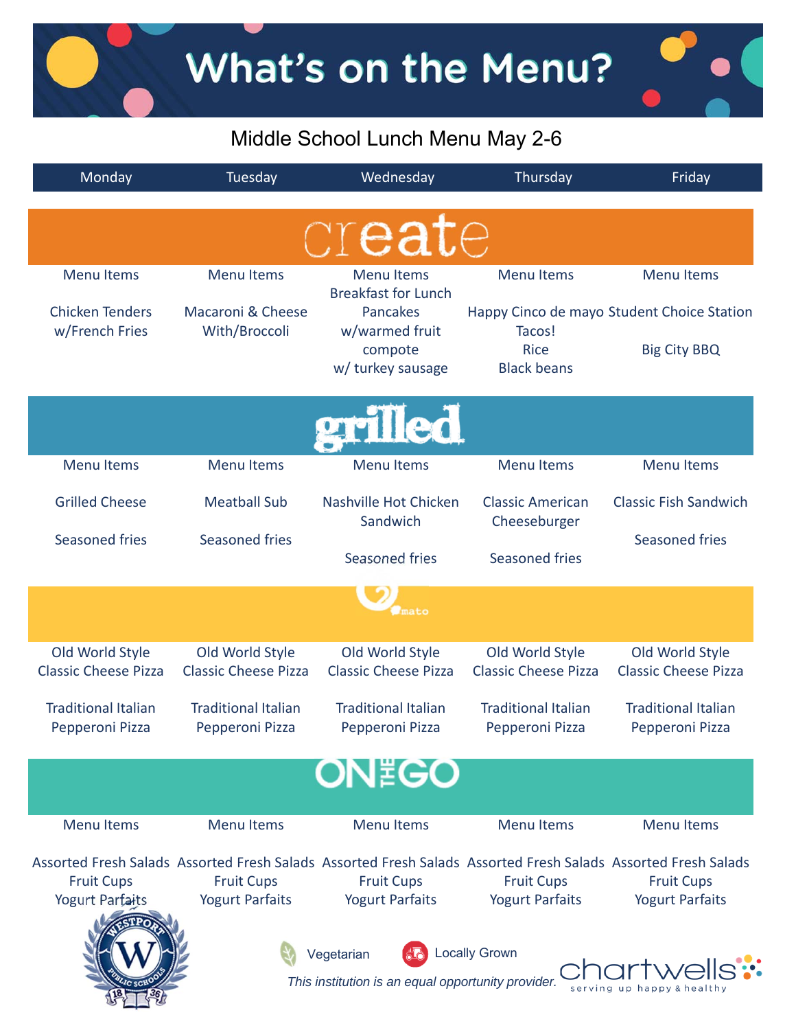# What's on the Menu?

## Middle School Lunch Menu May 2-6

| | Monday | Tuesday | Wednesday | Thursday | Friday |
|---|---|---|---|---|---|
| **create** | Menu Items<br><br>Chicken Tenders w/French Fries | Menu Items<br><br>Macaroni & Cheese With/Broccoli | Menu Items<br>Breakfast for Lunch<br>Pancakes w/warmed fruit compote w/ turkey sausage | Menu Items<br><br>Happy Cinco de mayo<br>Tacos!<br>Rice<br>Black beans | Menu Items<br><br>Student Choice Station<br><br>Big City BBQ |
| **grilled** | Menu Items<br><br>Grilled Cheese<br><br>Seasoned fries | Menu Items<br><br>Meatball Sub<br><br>Seasoned fries | Menu Items<br><br>Nashville Hot Chicken Sandwich<br><br>Seasoned fries | Menu Items<br><br>Classic American Cheeseburger<br><br>Seasoned fries | Menu Items<br><br>Classic Fish Sandwich<br><br>Seasoned fries |
| **mato** | Old World Style Classic Cheese Pizza<br><br>Traditional Italian Pepperoni Pizza | Old World Style Classic Cheese Pizza<br><br>Traditional Italian Pepperoni Pizza | Old World Style Classic Cheese Pizza<br><br>Traditional Italian Pepperoni Pizza | Old World Style Classic Cheese Pizza<br><br>Traditional Italian Pepperoni Pizza | Old World Style Classic Cheese Pizza<br><br>Traditional Italian Pepperoni Pizza |
| **ON THE GO** | Menu Items<br><br>Assorted Fresh Salads<br>Fruit Cups<br>Yogurt Parfaits | Menu Items<br><br>Assorted Fresh Salads<br>Fruit Cups<br>Yogurt Parfaits | Menu Items<br><br>Assorted Fresh Salads<br>Fruit Cups<br>Yogurt Parfaits | Menu Items<br><br>Assorted Fresh Salads<br>Fruit Cups<br>Yogurt Parfaits | Menu Items<br><br>Assorted Fresh Salads<br>Fruit Cups<br>Yogurt Parfaits |

Westport Public Schools 1836

Vegetarian   Locally Grown

*This institution is an equal opportunity provider.*

chartwells — serving up happy & healthy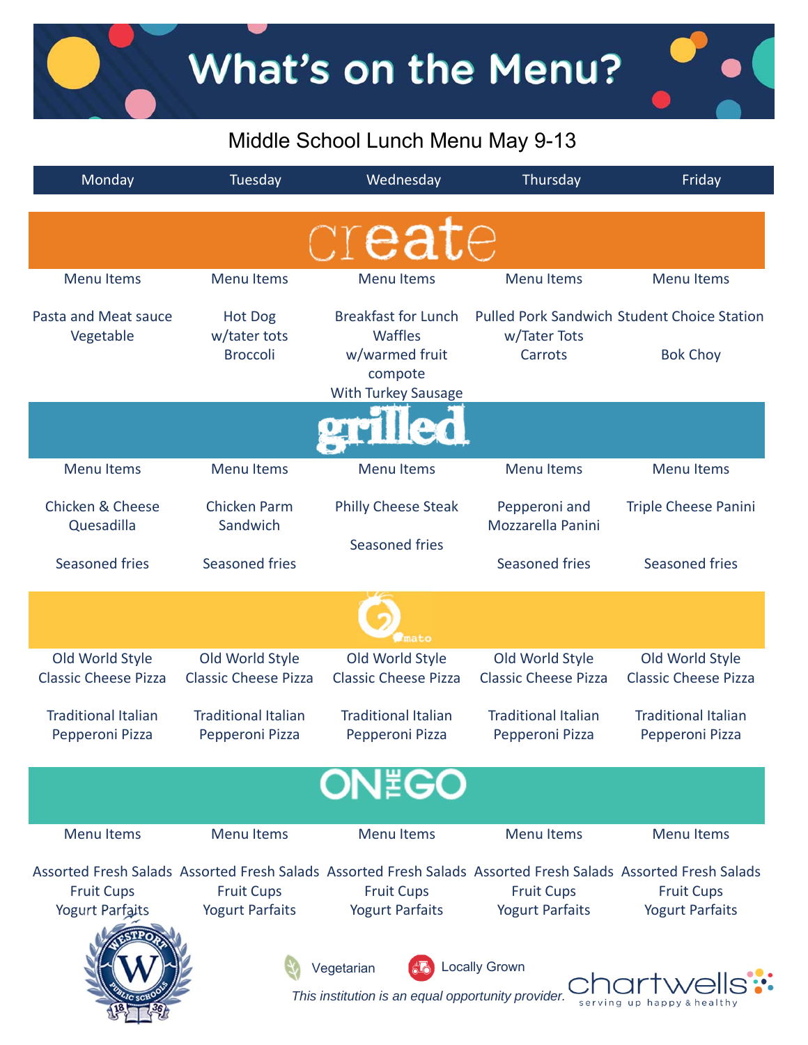# What's on the Menu?

## Middle School Lunch Menu May 9-13

| | Monday | Tuesday | Wednesday | Thursday | Friday |
|---|---|---|---|---|---|
| **create** | Menu Items | Menu Items | Menu Items | Menu Items | Menu Items |
| | Pasta and Meat sauce<br>Vegetable | Hot Dog<br>w/tater tots<br>Broccoli | Breakfast for Lunch<br>Waffles<br>w/warmed fruit compote<br>With Turkey Sausage | Pulled Pork Sandwich<br>w/Tater Tots<br>Carrots | Student Choice Station<br><br>Bok Choy |
| **grilled** | Menu Items | Menu Items | Menu Items | Menu Items | Menu Items |
| | Chicken & Cheese Quesadilla<br><br>Seasoned fries | Chicken Parm Sandwich<br><br>Seasoned fries | Philly Cheese Steak<br><br>Seasoned fries | Pepperoni and Mozzarella Panini<br><br>Seasoned fries | Triple Cheese Panini<br><br>Seasoned fries |
| **mato** | Old World Style Classic Cheese Pizza<br><br>Traditional Italian Pepperoni Pizza | Old World Style Classic Cheese Pizza<br><br>Traditional Italian Pepperoni Pizza | Old World Style Classic Cheese Pizza<br><br>Traditional Italian Pepperoni Pizza | Old World Style Classic Cheese Pizza<br><br>Traditional Italian Pepperoni Pizza | Old World Style Classic Cheese Pizza<br><br>Traditional Italian Pepperoni Pizza |
| **ON THE GO** | Menu Items | Menu Items | Menu Items | Menu Items | Menu Items |
| | Assorted Fresh Salads<br>Fruit Cups<br>Yogurt Parfaits | Assorted Fresh Salads<br>Fruit Cups<br>Yogurt Parfaits | Assorted Fresh Salads<br>Fruit Cups<br>Yogurt Parfaits | Assorted Fresh Salads<br>Fruit Cups<br>Yogurt Parfaits | Assorted Fresh Salads<br>Fruit Cups<br>Yogurt Parfaits |

Vegetarian    Locally Grown

*This institution is an equal opportunity provider.*

chartwells — serving up happy & healthy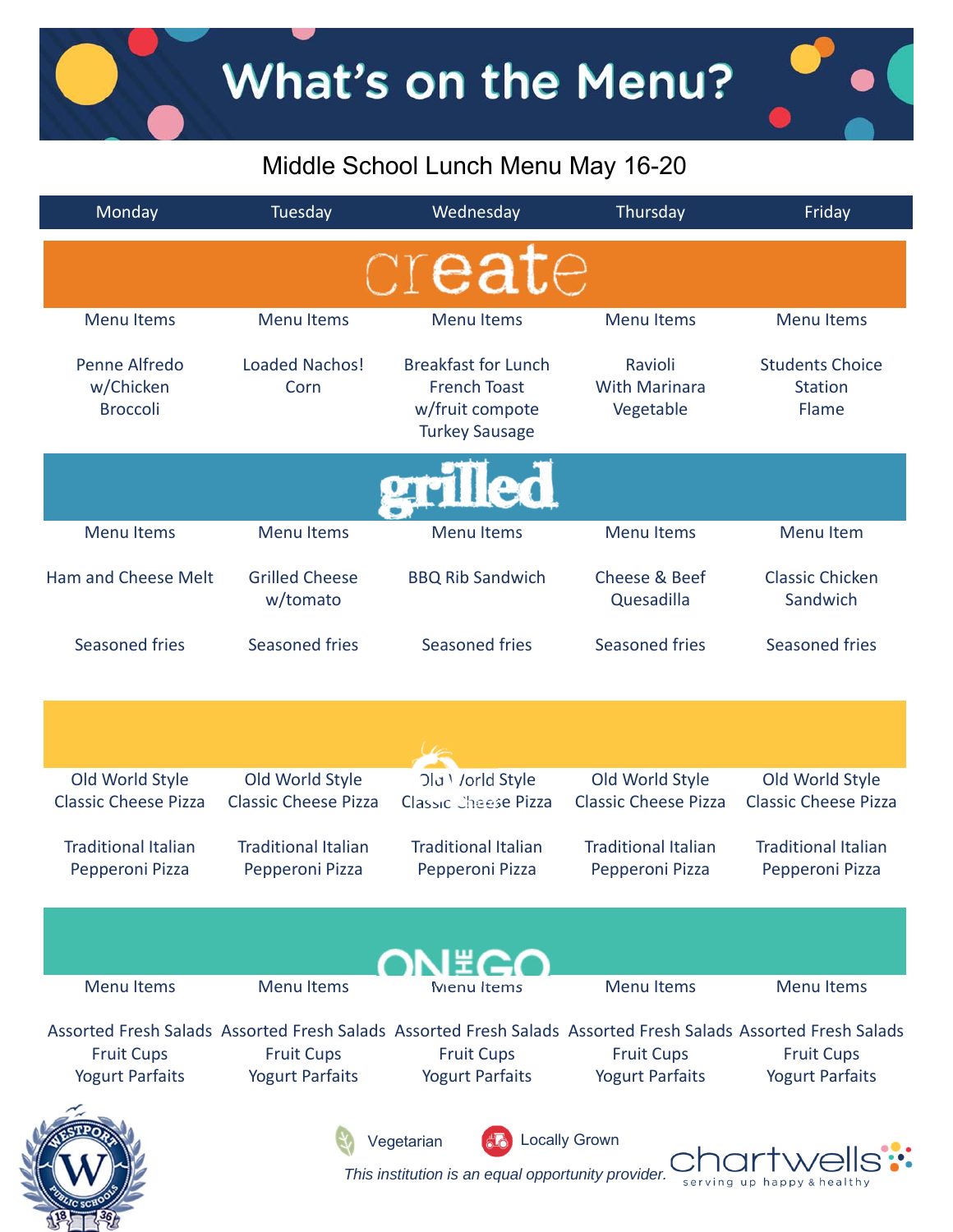# What's on the Menu?

## Middle School Lunch Menu May 16-20

| Monday | Tuesday | Wednesday | Thursday | Friday |
|---|---|---|---|---|
| **create** | | | | |
| Menu Items | Menu Items | Menu Items | Menu Items | Menu Items |
| Penne Alfredo w/Chicken Broccoli | Loaded Nachos! Corn | Breakfast for Lunch French Toast w/fruit compote Turkey Sausage | Ravioli With Marinara Vegetable | Students Choice Station Flame |
| **grilled** | | | | |
| Menu Items | Menu Items | Menu Items | Menu Items | Menu Item |
| Ham and Cheese Melt | Grilled Cheese w/tomato | BBQ Rib Sandwich | Cheese & Beef Quesadilla | Classic Chicken Sandwich |
| Seasoned fries | Seasoned fries | Seasoned fries | Seasoned fries | Seasoned fries |
| | | | | |
| Old World Style Classic Cheese Pizza | Old World Style Classic Cheese Pizza | Old World Style Classic Cheese Pizza | Old World Style Classic Cheese Pizza | Old World Style Classic Cheese Pizza |
| Traditional Italian Pepperoni Pizza | Traditional Italian Pepperoni Pizza | Traditional Italian Pepperoni Pizza | Traditional Italian Pepperoni Pizza | Traditional Italian Pepperoni Pizza |
| **ON THE GO** | | | | |
| Menu Items | Menu Items | Menu Items | Menu Items | Menu Items |
| Assorted Fresh Salads Fruit Cups Yogurt Parfaits | Assorted Fresh Salads Fruit Cups Yogurt Parfaits | Assorted Fresh Salads Fruit Cups Yogurt Parfaits | Assorted Fresh Salads Fruit Cups Yogurt Parfaits | Assorted Fresh Salads Fruit Cups Yogurt Parfaits |

Vegetarian    Locally Grown

*This institution is an equal opportunity provider.*

Westport Public Schools 1836

chartwells — serving up happy & healthy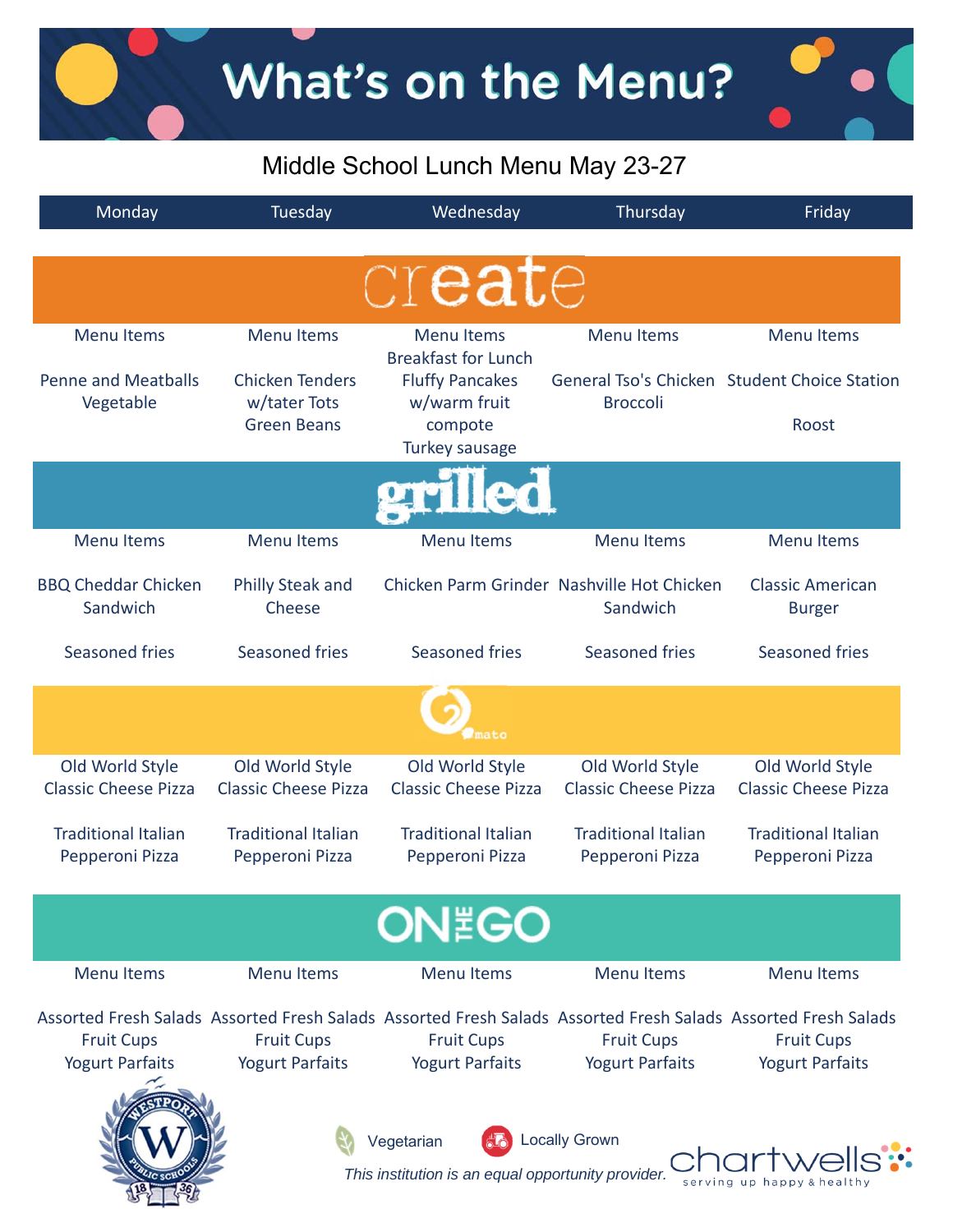# What's on the Menu?

## Middle School Lunch Menu May 23-27

| Monday | Tuesday | Wednesday | Thursday | Friday |
|---|---|---|---|---|
| **create** | | | | |
| Menu Items | Menu Items | Menu Items | Menu Items | Menu Items |
| Penne and Meatballs<br>Vegetable | Chicken Tenders w/tater Tots<br>Green Beans | Breakfast for Lunch<br>Fluffy Pancakes w/warm fruit compote<br>Turkey sausage | General Tso's Chicken<br>Broccoli | Student Choice Station<br><br>Roost |
| **grilled** | | | | |
| Menu Items | Menu Items | Menu Items | Menu Items | Menu Items |
| BBQ Cheddar Chicken Sandwich | Philly Steak and Cheese | Chicken Parm Grinder | Nashville Hot Chicken Sandwich | Classic American Burger |
| Seasoned fries | Seasoned fries | Seasoned fries | Seasoned fries | Seasoned fries |
| **mato** | | | | |
| Old World Style Classic Cheese Pizza | Old World Style Classic Cheese Pizza | Old World Style Classic Cheese Pizza | Old World Style Classic Cheese Pizza | Old World Style Classic Cheese Pizza |
| Traditional Italian Pepperoni Pizza | Traditional Italian Pepperoni Pizza | Traditional Italian Pepperoni Pizza | Traditional Italian Pepperoni Pizza | Traditional Italian Pepperoni Pizza |
| **ON THE GO** | | | | |
| Menu Items | Menu Items | Menu Items | Menu Items | Menu Items |
| Assorted Fresh Salads<br>Fruit Cups<br>Yogurt Parfaits | Assorted Fresh Salads<br>Fruit Cups<br>Yogurt Parfaits | Assorted Fresh Salads<br>Fruit Cups<br>Yogurt Parfaits | Assorted Fresh Salads<br>Fruit Cups<br>Yogurt Parfaits | Assorted Fresh Salads<br>Fruit Cups<br>Yogurt Parfaits |

Westport Public Schools 1836

Vegetarian    Locally Grown

*This institution is an equal opportunity provider.*

chartwells — serving up happy & healthy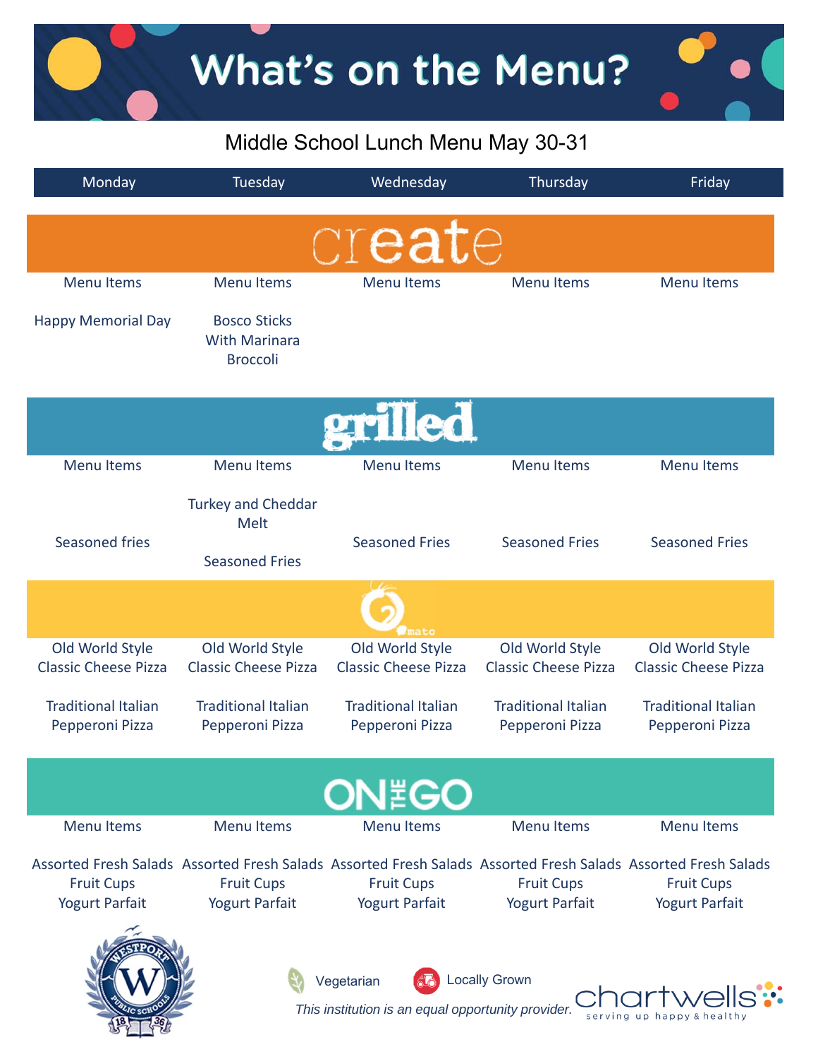# What's on the Menu?

Middle School Lunch Menu May 30-31

| Monday | Tuesday | Wednesday | Thursday | Friday |
|---|---|---|---|---|
| **create** | | | | |
| Menu Items | Menu Items | Menu Items | Menu Items | Menu Items |
| Happy Memorial Day | Bosco Sticks With Marinara Broccoli | | | |
| **grilled** | | | | |
| Menu Items | Menu Items | Menu Items | Menu Items | Menu Items |
| Seasoned fries | Turkey and Cheddar Melt<br><br>Seasoned Fries | Seasoned Fries | Seasoned Fries | Seasoned Fries |
| **mato** | | | | |
| Old World Style Classic Cheese Pizza<br><br>Traditional Italian Pepperoni Pizza | Old World Style Classic Cheese Pizza<br><br>Traditional Italian Pepperoni Pizza | Old World Style Classic Cheese Pizza<br><br>Traditional Italian Pepperoni Pizza | Old World Style Classic Cheese Pizza<br><br>Traditional Italian Pepperoni Pizza | Old World Style Classic Cheese Pizza<br><br>Traditional Italian Pepperoni Pizza |
| **ON THE GO** | | | | |
| Menu Items | Menu Items | Menu Items | Menu Items | Menu Items |
| Assorted Fresh Salads<br>Fruit Cups<br>Yogurt Parfait | Assorted Fresh Salads<br>Fruit Cups<br>Yogurt Parfait | Assorted Fresh Salads<br>Fruit Cups<br>Yogurt Parfait | Assorted Fresh Salads<br>Fruit Cups<br>Yogurt Parfait | Assorted Fresh Salads<br>Fruit Cups<br>Yogurt Parfait |

Westport Public Schools 1836

Vegetarian    Locally Grown

*This institution is an equal opportunity provider.*

chartwells — serving up happy & healthy